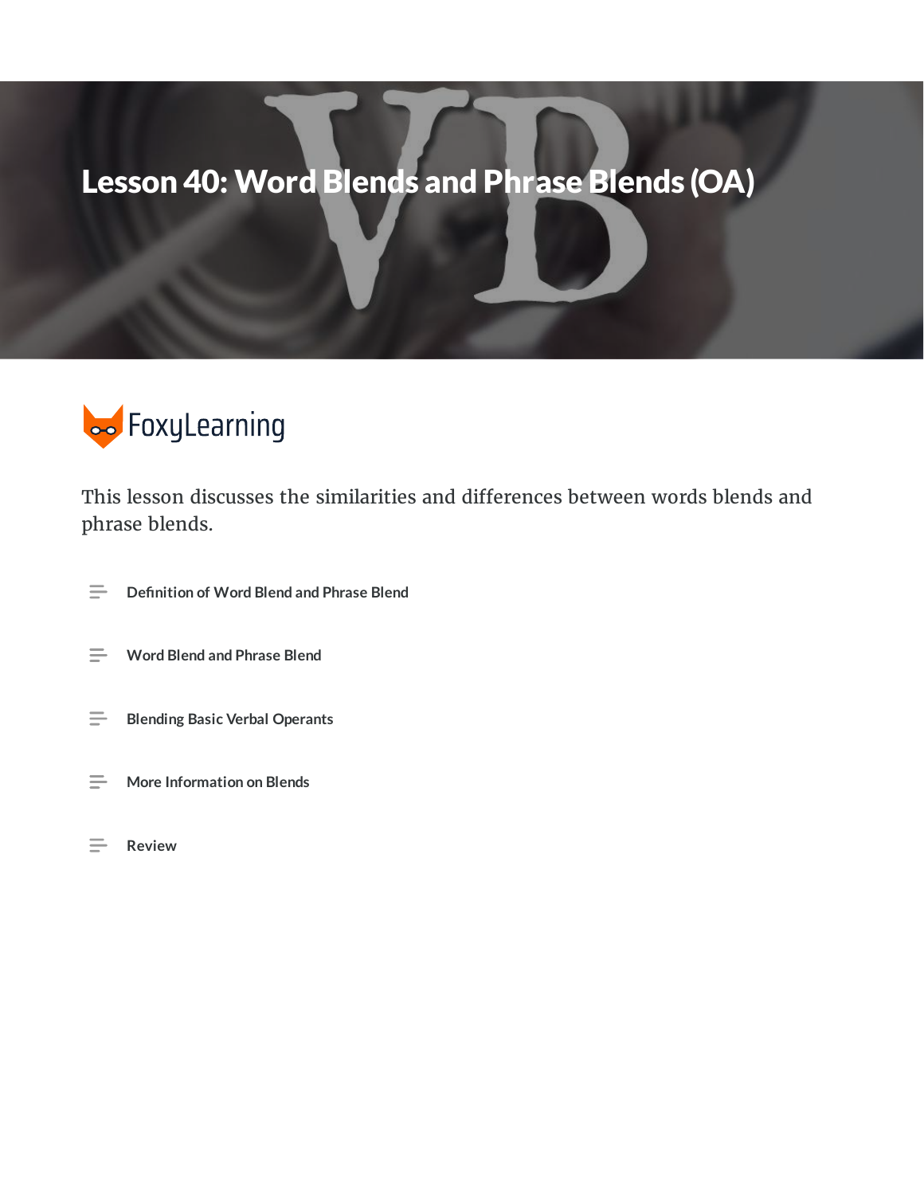# Lesson 40: Word Blends and Phrase Blends (OA)

FoxyLearning

This lesson discusses the similarities and differences between words blends and phrase blends.

- Definition of Word Blend and Phrase Blend
- Word Blend and Phrase Blend
- Blending Basic Verbal Operants
- More Information on Blends
- Review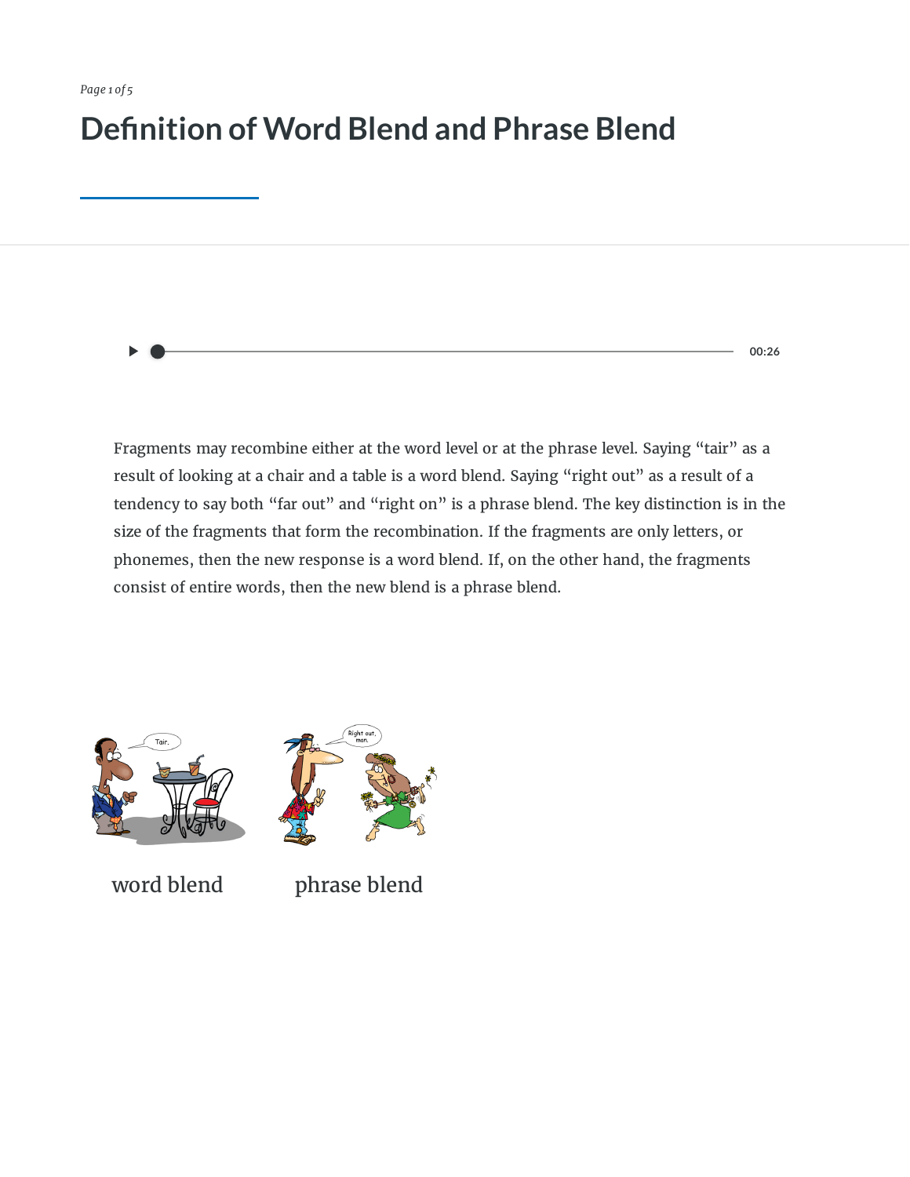# Definition of Word Blend and Phrase Blend

00:26

Fragments may recombine either at the word level or at the phrase level. Saying "tair" as a result of looking at a chair and a table is a word blend. Saying "right out" as a result of a tendency to say both "far out" and "right on" is a phrase blend. The key distinction is in the size of the fragments that form the recombination. If the fragments are only letters, or phonemes, then the new response is a word blend. If, on the other hand, the fragments consist of entire words, then the new blend is a phrase blend.

word blend

phrase blend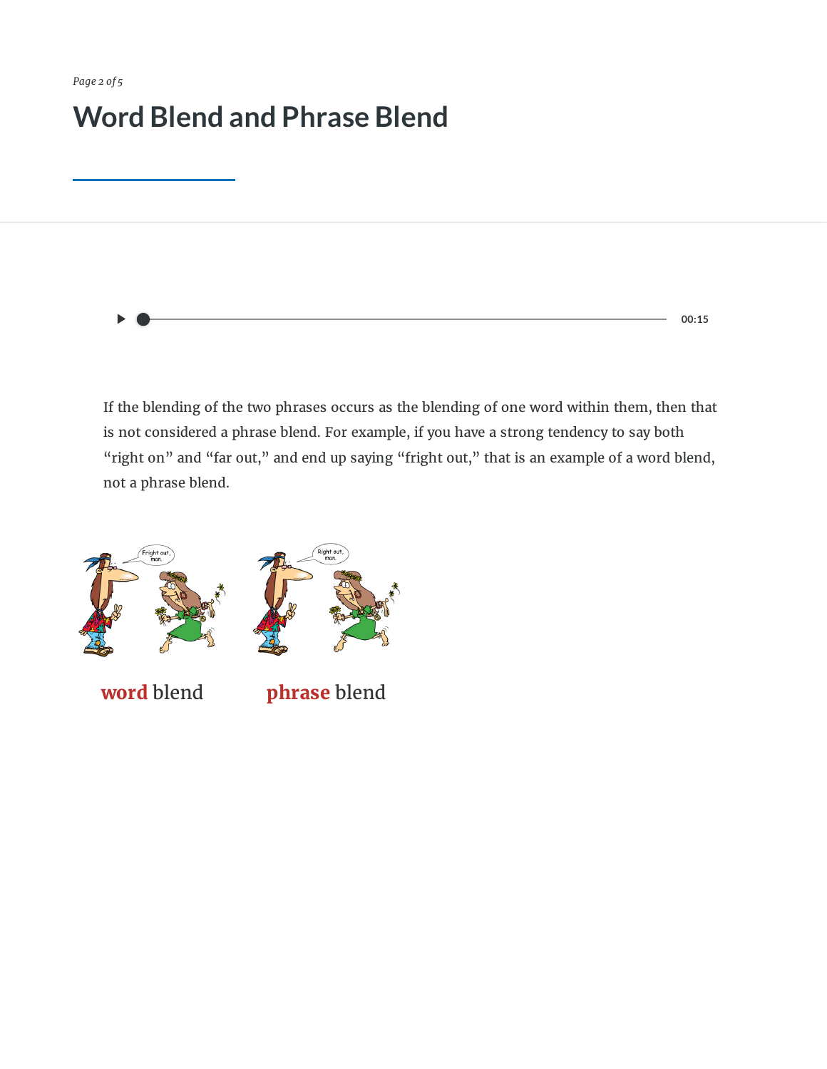# Word Blend and Phrase Blend

If the blending of the two phrases occurs as the blending of one word within them, then that is not considered a phrase blend. For example, if you have a strong tendency to say both "right on" and "far out," and end up saying "fright out," that is an example of a word blend, not a phrase blend.

**word** blend

**phrase** blend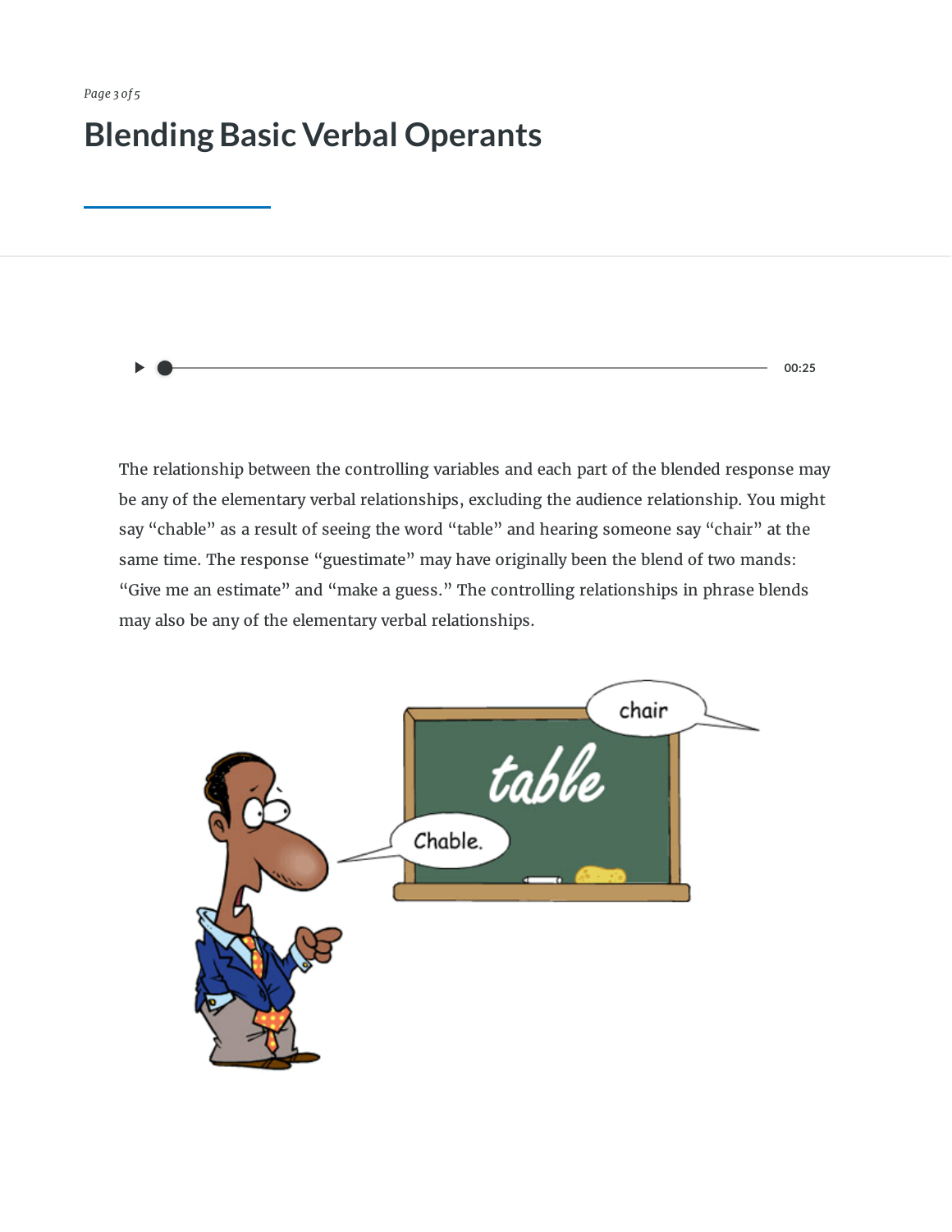# Blending Basic Verbal Operants

The relationship between the controlling variables and each part of the blended response may be any of the elementary verbal relationships, excluding the audience relationship. You might say "chable" as a result of seeing the word "table" and hearing someone say "chair" at the same time. The response "guestimate" may have originally been the blend of two mands: "Give me an estimate" and "make a guess." The controlling relationships in phrase blends may also be any of the elementary verbal relationships.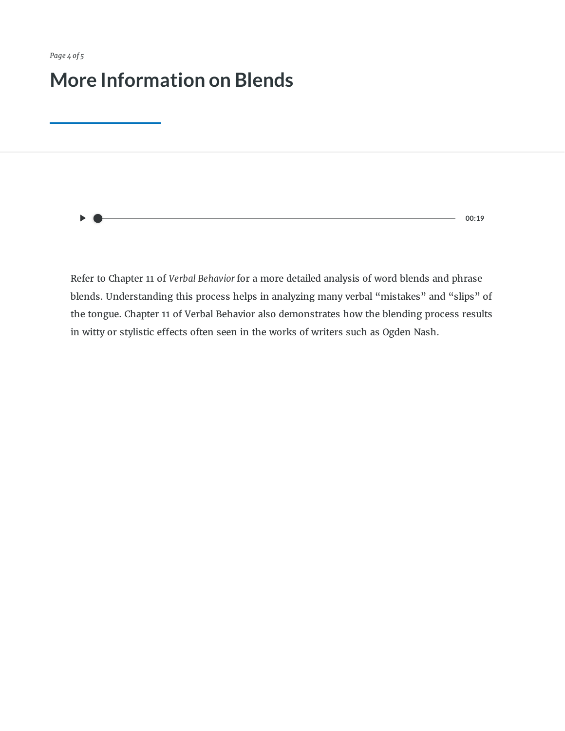# More Information on Blends

Refer to Chapter 11 of *Verbal Behavior* for a more detailed analysis of word blends and phrase blends. Understanding this process helps in analyzing many verbal “mistakes” and “slips” of the tongue. Chapter 11 of Verbal Behavior also demonstrates how the blending process results in witty or stylistic effects often seen in the works of writers such as Ogden Nash.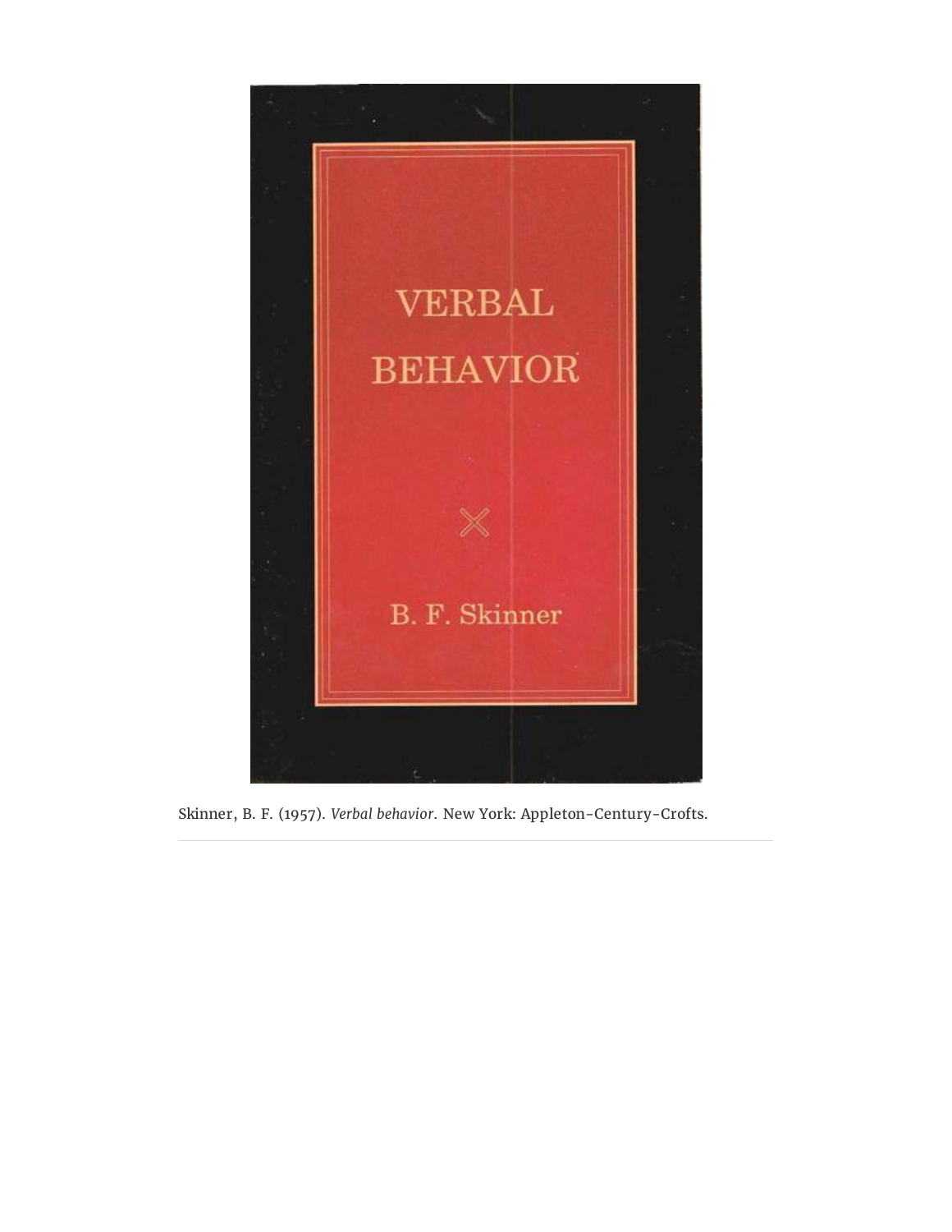Skinner, B. F. (1957). *Verbal behavior*. New York: Appleton-Century-Crofts.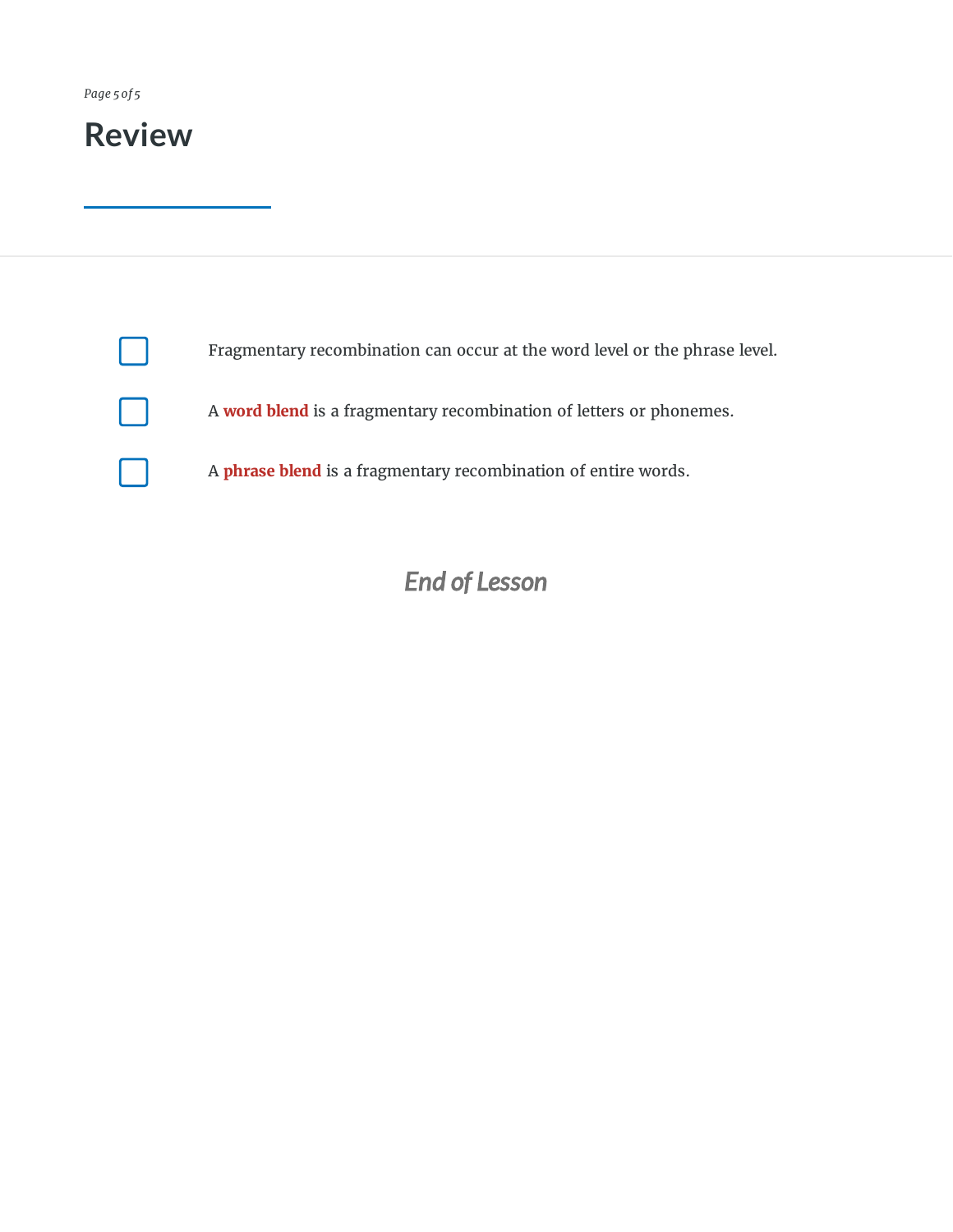# Review

- [ ] Fragmentary recombination can occur at the word level or the phrase level.
- [ ] A **word blend** is a fragmentary recombination of letters or phonemes.
- [ ] A **phrase blend** is a fragmentary recombination of entire words.

***End of Lesson***